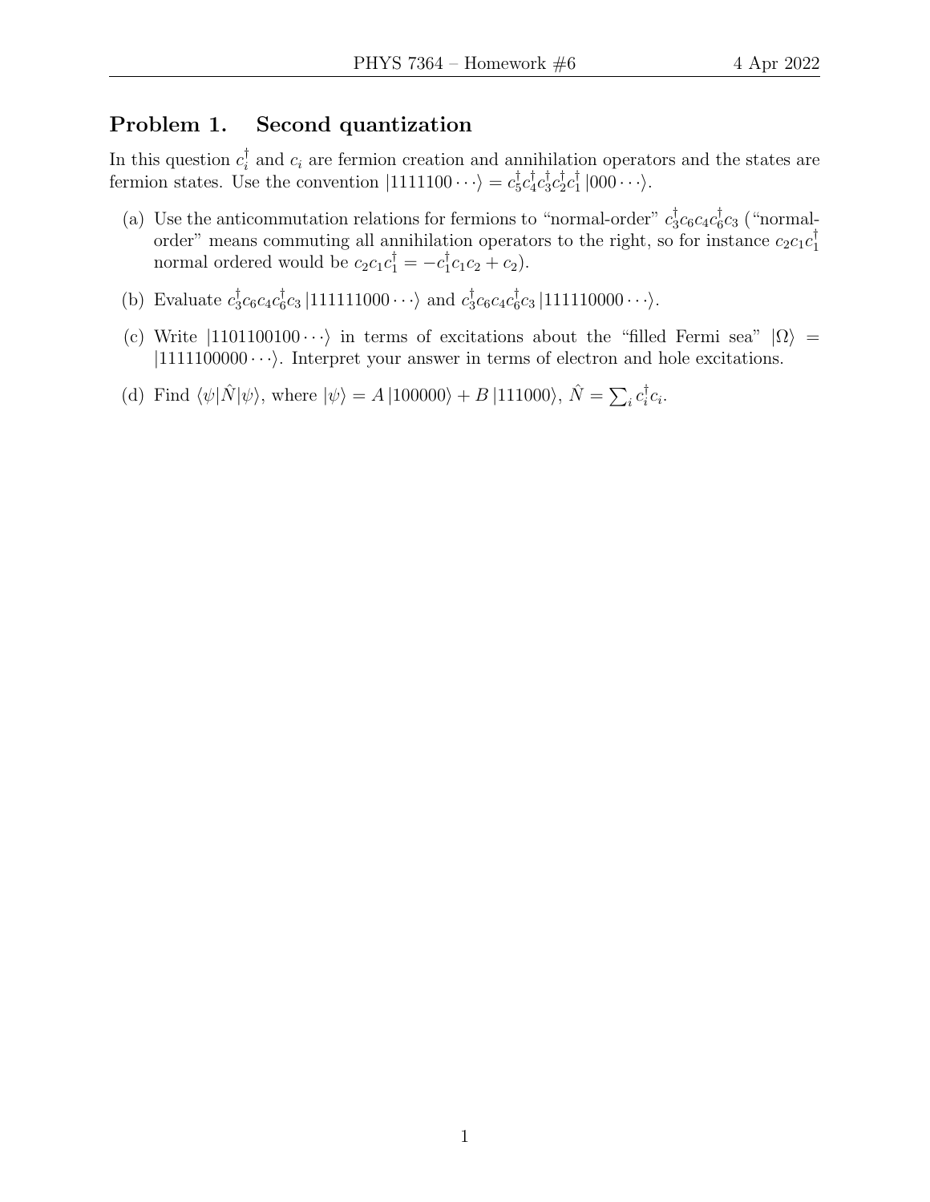## Problem 1. Second quantization

In this question $c_i^\dagger$ and $c_i$ are fermion creation and annihilation operators and the states are fermion states. Use the convention $|1111100\cdots\rangle = c_5^\dagger c_4^\dagger c_3^\dagger c_2^\dagger c_1^\dagger |000\cdots\rangle$.

(a) Use the anticommutation relations for fermions to "normal-order" $c_3^\dagger c_6 c_4 c_6^\dagger c_3$ ("normal-order" means commuting all annihilation operators to the right, so for instance $c_2 c_1 c_1^\dagger$ normal ordered would be $c_2 c_1 c_1^\dagger = -c_1^\dagger c_1 c_2 + c_2$).

(b) Evaluate $c_3^\dagger c_6 c_4 c_6^\dagger c_3 |111111000\cdots\rangle$ and $c_3^\dagger c_6 c_4 c_6^\dagger c_3 |111110000\cdots\rangle$.

(c) Write $|1101100100\cdots\rangle$ in terms of excitations about the "filled Fermi sea" $|\Omega\rangle = |1111100000\cdots\rangle$. Interpret your answer in terms of electron and hole excitations.

(d) Find $\langle\psi|\hat{N}|\psi\rangle$, where $|\psi\rangle = A\,|100000\rangle + B\,|111000\rangle$, $\hat{N} = \sum_i c_i^\dagger c_i$.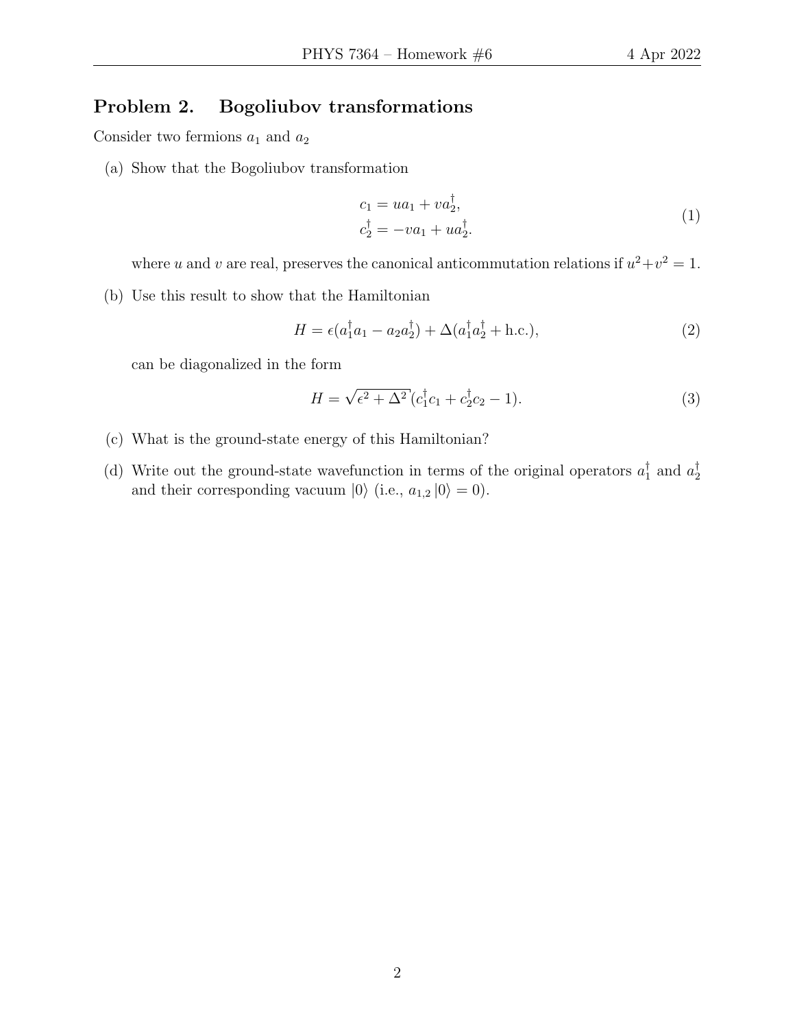## Problem 2. Bogoliubov transformations

Consider two fermions $a_1$ and $a_2$

(a) Show that the Bogoliubov transformation

$$
\begin{aligned}
c_1 &= ua_1 + va_2^\dagger, \\
c_2^\dagger &= -va_1 + ua_2^\dagger.
\end{aligned}
\tag{1}
$$

where $u$ and $v$ are real, preserves the canonical anticommutation relations if $u^2+v^2 = 1$.

(b) Use this result to show that the Hamiltonian

$$
H = \epsilon(a_1^\dagger a_1 - a_2 a_2^\dagger) + \Delta(a_1^\dagger a_2^\dagger + \text{h.c.}), \tag{2}
$$

can be diagonalized in the form

$$
H = \sqrt{\epsilon^2 + \Delta^2}(c_1^\dagger c_1 + c_2^\dagger c_2 - 1). \tag{3}
$$

(c) What is the ground-state energy of this Hamiltonian?

(d) Write out the ground-state wavefunction in terms of the original operators $a_1^\dagger$ and $a_2^\dagger$ and their corresponding vacuum $|0\rangle$ (i.e., $a_{1,2}|0\rangle = 0$).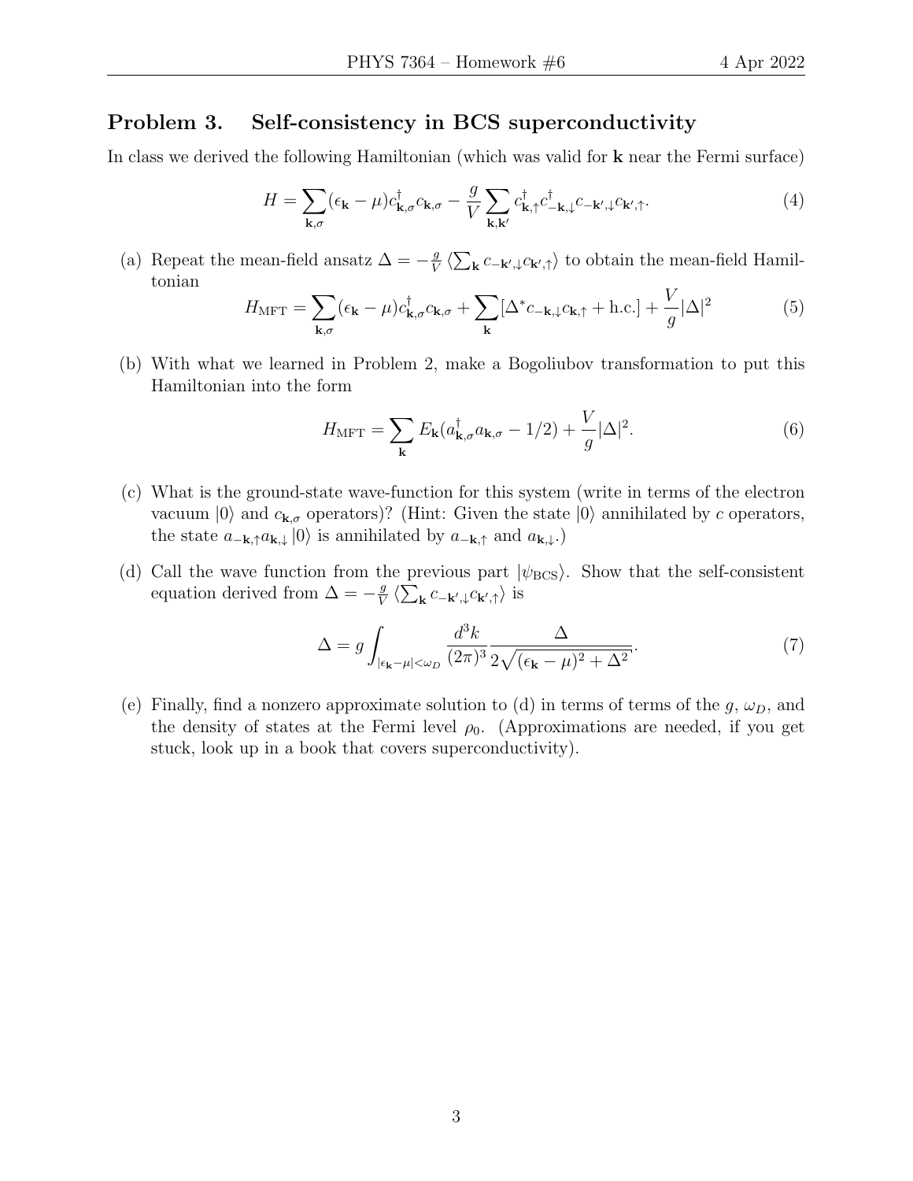## Problem 3. Self-consistency in BCS superconductivity

In class we derived the following Hamiltonian (which was valid for $\mathbf{k}$ near the Fermi surface)

$$H = \sum_{\mathbf{k},\sigma} (\epsilon_{\mathbf{k}} - \mu) c^{\dagger}_{\mathbf{k},\sigma} c_{\mathbf{k},\sigma} - \frac{g}{V} \sum_{\mathbf{k},\mathbf{k}'} c^{\dagger}_{\mathbf{k},\uparrow} c^{\dagger}_{-\mathbf{k},\downarrow} c_{-\mathbf{k}',\downarrow} c_{\mathbf{k}',\uparrow}. \tag{4}$$

(a) Repeat the mean-field ansatz $\Delta = -\frac{g}{V} \langle \sum_{\mathbf{k}} c_{-\mathbf{k}',\downarrow} c_{\mathbf{k}',\uparrow} \rangle$ to obtain the mean-field Hamiltonian

$$H_{\mathrm{MFT}} = \sum_{\mathbf{k},\sigma} (\epsilon_{\mathbf{k}} - \mu) c^{\dagger}_{\mathbf{k},\sigma} c_{\mathbf{k},\sigma} + \sum_{\mathbf{k}} [\Delta^* c_{-\mathbf{k},\downarrow} c_{\mathbf{k},\uparrow} + \text{h.c.}] + \frac{V}{g} |\Delta|^2 \tag{5}$$

(b) With what we learned in Problem 2, make a Bogoliubov transformation to put this Hamiltonian into the form

$$H_{\mathrm{MFT}} = \sum_{\mathbf{k}} E_{\mathbf{k}} (a^{\dagger}_{\mathbf{k},\sigma} a_{\mathbf{k},\sigma} - 1/2) + \frac{V}{g} |\Delta|^2. \tag{6}$$

(c) What is the ground-state wave-function for this system (write in terms of the electron vacuum $|0\rangle$ and $c_{\mathbf{k},\sigma}$ operators)? (Hint: Given the state $|0\rangle$ annihilated by $c$ operators, the state $a_{-\mathbf{k},\uparrow} a_{\mathbf{k},\downarrow} |0\rangle$ is annihilated by $a_{-\mathbf{k},\uparrow}$ and $a_{\mathbf{k},\downarrow}$.)

(d) Call the wave function from the previous part $|\psi_{\mathrm{BCS}}\rangle$. Show that the self-consistent equation derived from $\Delta = -\frac{g}{V} \langle \sum_{\mathbf{k}} c_{-\mathbf{k}',\downarrow} c_{\mathbf{k}',\uparrow} \rangle$ is

$$\Delta = g \int_{|\epsilon_{\mathbf{k}} - \mu| < \omega_D} \frac{d^3k}{(2\pi)^3} \frac{\Delta}{2\sqrt{(\epsilon_{\mathbf{k}} - \mu)^2 + \Delta^2}}. \tag{7}$$

(e) Finally, find a nonzero approximate solution to (d) in terms of terms of the $g$, $\omega_D$, and the density of states at the Fermi level $\rho_0$. (Approximations are needed, if you get stuck, look up in a book that covers superconductivity).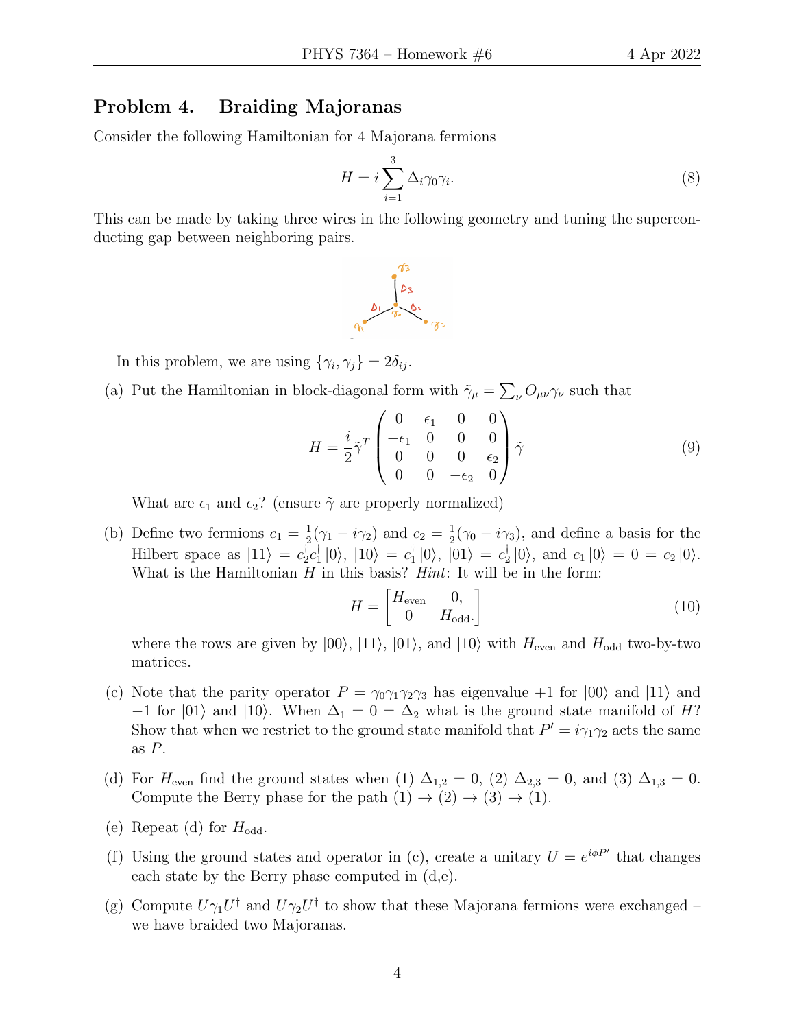## Problem 4. Braiding Majoranas

Consider the following Hamiltonian for 4 Majorana fermions

$$H = i \sum_{i=1}^{3} \Delta_i \gamma_0 \gamma_i. \tag{8}$$

This can be made by taking three wires in the following geometry and tuning the superconducting gap between neighboring pairs.

In this problem, we are using $\{\gamma_i, \gamma_j\} = 2\delta_{ij}$.

(a) Put the Hamiltonian in block-diagonal form with $\tilde{\gamma}_\mu = \sum_\nu O_{\mu\nu}\gamma_\nu$ such that

$$H = \frac{i}{2}\tilde{\gamma}^T \begin{pmatrix} 0 & \epsilon_1 & 0 & 0 \\ -\epsilon_1 & 0 & 0 & 0 \\ 0 & 0 & 0 & \epsilon_2 \\ 0 & 0 & -\epsilon_2 & 0 \end{pmatrix} \tilde{\gamma} \tag{9}$$

What are $\epsilon_1$ and $\epsilon_2$? (ensure $\tilde{\gamma}$ are properly normalized)

(b) Define two fermions $c_1 = \frac{1}{2}(\gamma_1 - i\gamma_2)$ and $c_2 = \frac{1}{2}(\gamma_0 - i\gamma_3)$, and define a basis for the Hilbert space as $|11\rangle = c_2^\dagger c_1^\dagger |0\rangle$, $|10\rangle = c_1^\dagger |0\rangle$, $|01\rangle = c_2^\dagger |0\rangle$, and $c_1 |0\rangle = 0 = c_2 |0\rangle$. What is the Hamiltonian $H$ in this basis? *Hint*: It will be in the form:

$$H = \begin{bmatrix} H_{\text{even}} & 0, \\ 0 & H_{\text{odd}}. \end{bmatrix} \tag{10}$$

where the rows are given by $|00\rangle$, $|11\rangle$, $|01\rangle$, and $|10\rangle$ with $H_{\text{even}}$ and $H_{\text{odd}}$ two-by-two matrices.

(c) Note that the parity operator $P = \gamma_0\gamma_1\gamma_2\gamma_3$ has eigenvalue $+1$ for $|00\rangle$ and $|11\rangle$ and $-1$ for $|01\rangle$ and $|10\rangle$. When $\Delta_1 = 0 = \Delta_2$ what is the ground state manifold of $H$? Show that when we restrict to the ground state manifold that $P' = i\gamma_1\gamma_2$ acts the same as $P$.

(d) For $H_{\text{even}}$ find the ground states when (1) $\Delta_{1,2} = 0$, (2) $\Delta_{2,3} = 0$, and (3) $\Delta_{1,3} = 0$. Compute the Berry phase for the path (1) $\to$ (2) $\to$ (3) $\to$ (1).

(e) Repeat (d) for $H_{\text{odd}}$.

(f) Using the ground states and operator in (c), create a unitary $U = e^{i\phi P'}$ that changes each state by the Berry phase computed in (d,e).

(g) Compute $U\gamma_1 U^\dagger$ and $U\gamma_2 U^\dagger$ to show that these Majorana fermions were exchanged – we have braided two Majoranas.